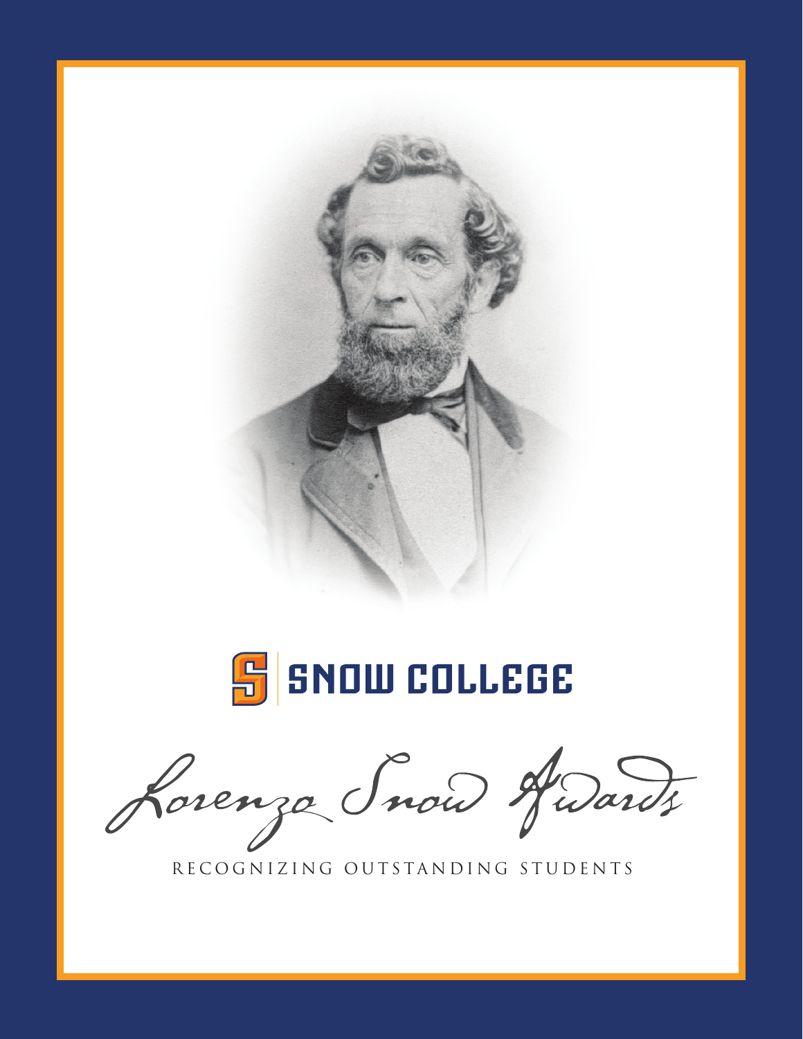SNOW COLLEGE

# Lorenzo Snow Awards

RECOGNIZING OUTSTANDING STUDENTS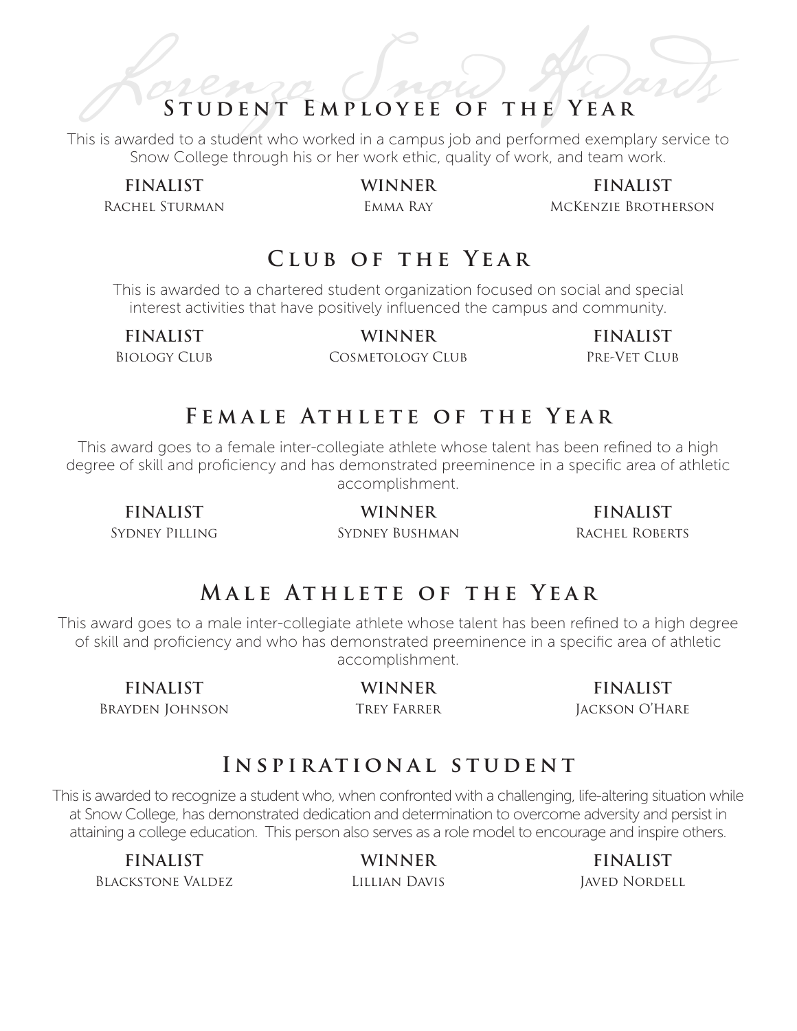Lorenzo Snow Awards

## Student Employee of the Year

This is awarded to a student who worked in a campus job and performed exemplary service to Snow College through his or her work ethic, quality of work, and team work.

| FINALIST | WINNER | FINALIST |
|---|---|---|
| Rachel Sturman | Emma Ray | McKenzie Brotherson |

## Club of the Year

This is awarded to a chartered student organization focused on social and special interest activities that have positively influenced the campus and community.

| FINALIST | WINNER | FINALIST |
|---|---|---|
| Biology Club | Cosmetology Club | Pre-Vet Club |

## Female Athlete of the Year

This award goes to a female inter-collegiate athlete whose talent has been refined to a high degree of skill and proficiency and has demonstrated preeminence in a specific area of athletic accomplishment.

| FINALIST | WINNER | FINALIST |
|---|---|---|
| Sydney Pilling | Sydney Bushman | Rachel Roberts |

## Male Athlete of the Year

This award goes to a male inter-collegiate athlete whose talent has been refined to a high degree of skill and proficiency and who has demonstrated preeminence in a specific area of athletic accomplishment.

| FINALIST | WINNER | FINALIST |
|---|---|---|
| Brayden Johnson | Trey Farrer | Jackson O'Hare |

## Inspirational student

This is awarded to recognize a student who, when confronted with a challenging, life-altering situation while at Snow College, has demonstrated dedication and determination to overcome adversity and persist in attaining a college education. This person also serves as a role model to encourage and inspire others.

| FINALIST | WINNER | FINALIST |
|---|---|---|
| Blackstone Valdez | Lillian Davis | Javed Nordell |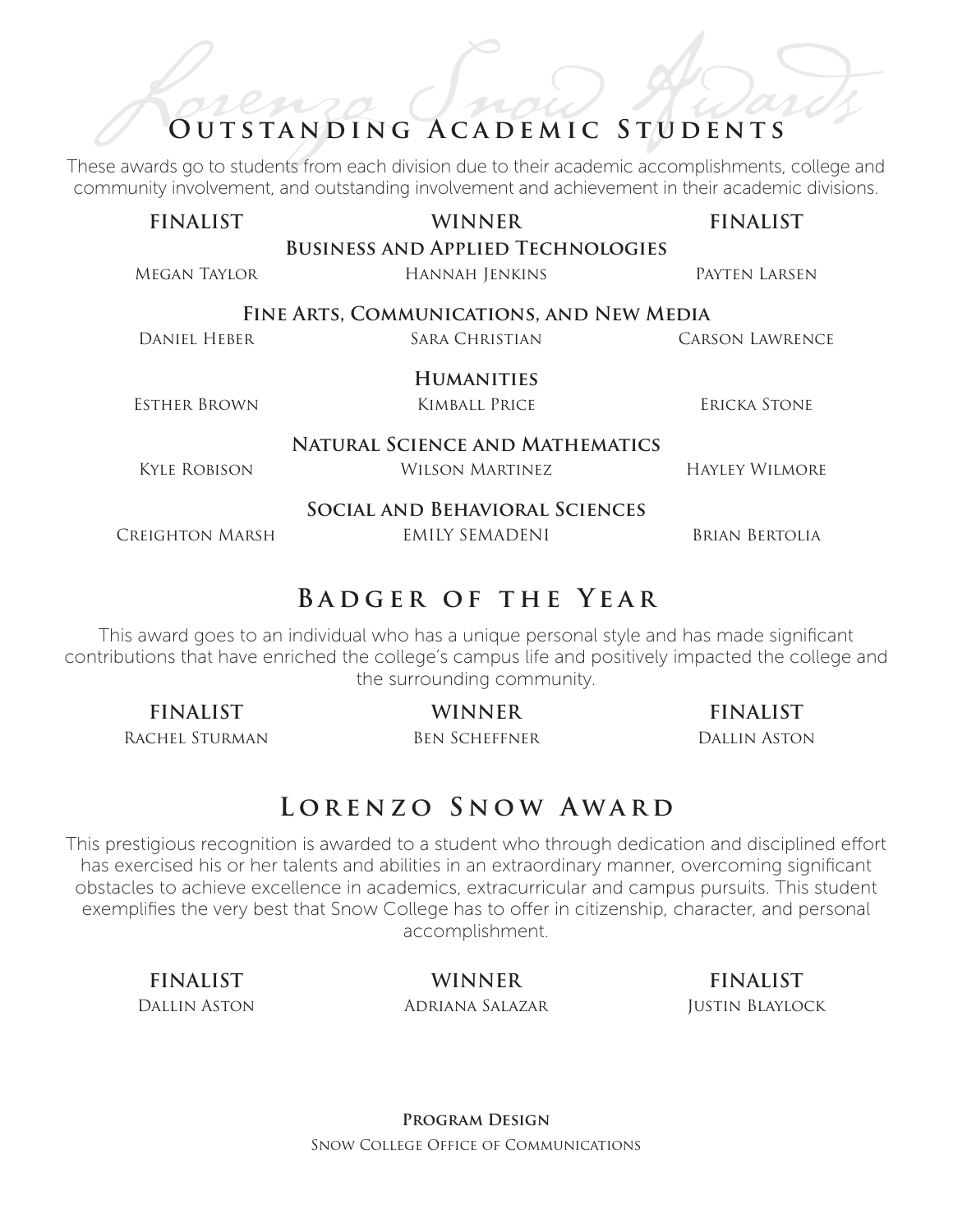Lorenzo Snow Awards

## Outstanding Academic Students

These awards go to students from each division due to their academic accomplishments, college and community involvement, and outstanding involvement and achievement in their academic divisions.

| FINALIST | WINNER | FINALIST |
| --- | --- | --- |
| | **Business and Applied Technologies** | |
| Megan Taylor | Hannah Jenkins | Payten Larsen |
| | **Fine Arts, Communications, and New Media** | |
| Daniel Heber | Sara Christian | Carson Lawrence |
| | **Humanities** | |
| Esther Brown | Kimball Price | Ericka Stone |
| | **Natural Science and Mathematics** | |
| Kyle Robison | Wilson Martinez | Hayley Wilmore |
| | **Social and Behavioral Sciences** | |
| Creighton Marsh | EMILY SEMADENI | Brian Bertolia |

## Badger of the Year

This award goes to an individual who has a unique personal style and has made significant contributions that have enriched the college's campus life and positively impacted the college and the surrounding community.

| FINALIST | WINNER | FINALIST |
| --- | --- | --- |
| Rachel Sturman | Ben Scheffner | Dallin Aston |

## Lorenzo Snow Award

This prestigious recognition is awarded to a student who through dedication and disciplined effort has exercised his or her talents and abilities in an extraordinary manner, overcoming significant obstacles to achieve excellence in academics, extracurricular and campus pursuits. This student exemplifies the very best that Snow College has to offer in citizenship, character, and personal accomplishment.

| FINALIST | WINNER | FINALIST |
| --- | --- | --- |
| Dallin Aston | Adriana Salazar | Justin Blaylock |

**Program Design**

Snow College Office of Communications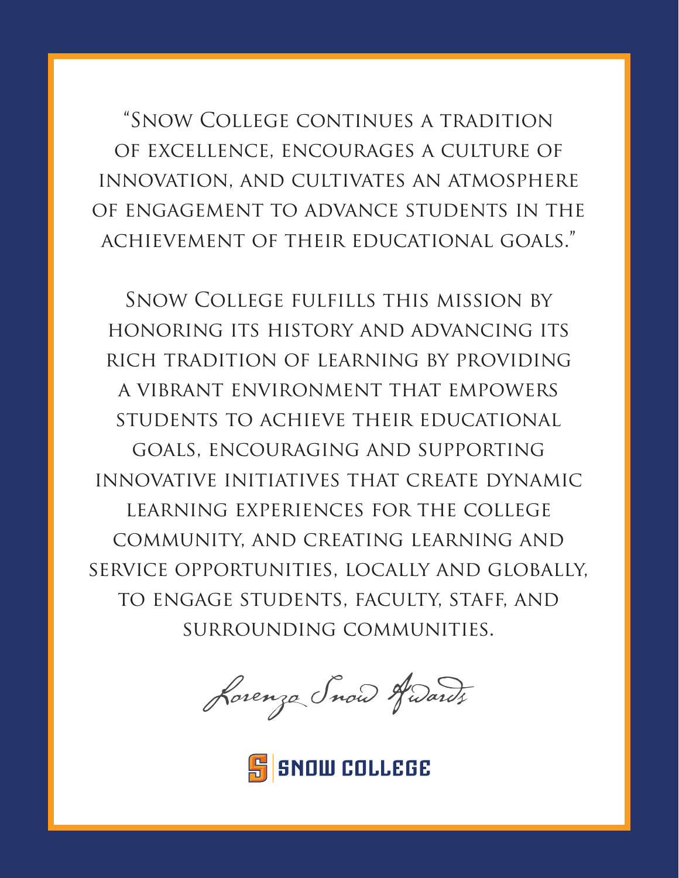"Snow College continues a tradition of excellence, encourages a culture of innovation, and cultivates an atmosphere of engagement to advance students in the achievement of their educational goals."

Snow College fulfills this mission by honoring its history and advancing its rich tradition of learning by providing a vibrant environment that empowers students to achieve their educational goals, encouraging and supporting innovative initiatives that create dynamic learning experiences for the college community, and creating learning and service opportunities, locally and globally, to engage students, faculty, staff, and surrounding communities.

*Lorenzo Snow Awards*

SNOW COLLEGE